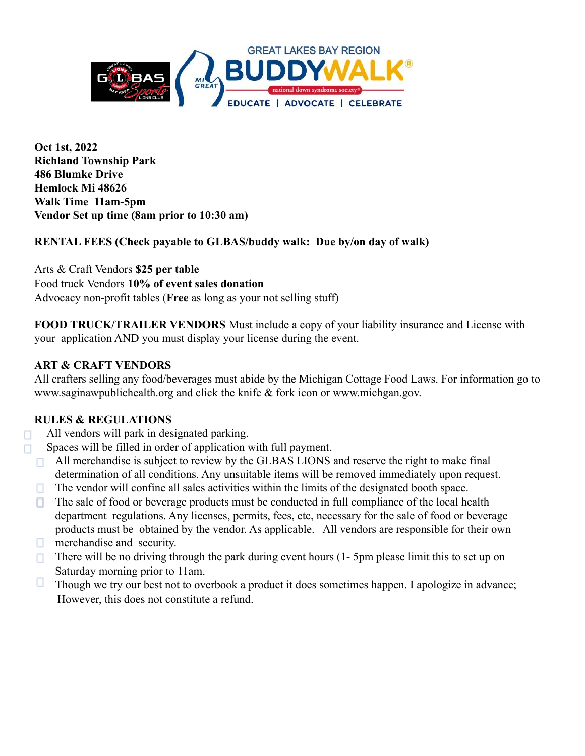GREAT LAKES BAY REGION BUDDYWALK® national down syndrome society® EDUCATE | ADVOCATE | CELEBRATE

**Oct 1st, 2022**
**Richland Township Park**
**486 Blumke Drive**
**Hemlock Mi 48626**
**Walk Time 11am-5pm**
**Vendor Set up time (8am prior to 10:30 am)**

**RENTAL FEES (Check payable to GLBAS/buddy walk: Due by/on day of walk)**

Arts & Craft Vendors **$25 per table**
Food truck Vendors **10% of event sales donation**
Advocacy non-profit tables (**Free** as long as your not selling stuff)

**FOOD TRUCK/TRAILER VENDORS** Must include a copy of your liability insurance and License with your application AND you must display your license during the event.

**ART & CRAFT VENDORS**
All crafters selling any food/beverages must abide by the Michigan Cottage Food Laws. For information go to www.saginawpublichealth.org and click the knife & fork icon or www.michgan.gov.

**RULES & REGULATIONS**

- All vendors will park in designated parking.
- Spaces will be filled in order of application with full payment.
- All merchandise is subject to review by the GLBAS LIONS and reserve the right to make final determination of all conditions. Any unsuitable items will be removed immediately upon request.
- The vendor will confine all sales activities within the limits of the designated booth space.
- The sale of food or beverage products must be conducted in full compliance of the local health department regulations. Any licenses, permits, fees, etc, necessary for the sale of food or beverage products must be obtained by the vendor. As applicable. All vendors are responsible for their own
- merchandise and security.
- There will be no driving through the park during event hours (1- 5pm please limit this to set up on Saturday morning prior to 11am.
- Though we try our best not to overbook a product it does sometimes happen. I apologize in advance; However, this does not constitute a refund.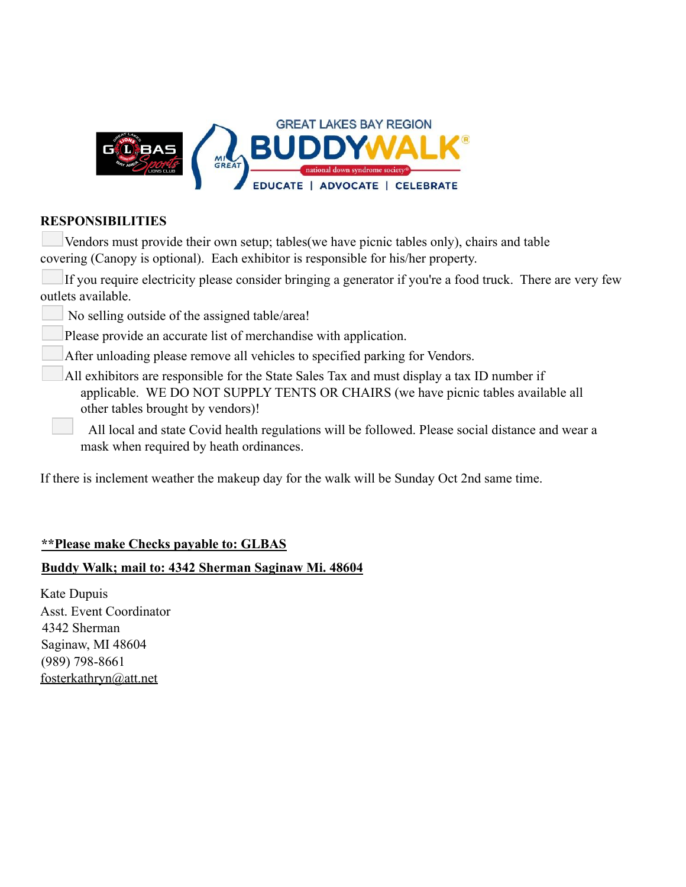GREAT LAKES BAY REGION BUDDYWALK® national down syndrome society® EDUCATE | ADVOCATE | CELEBRATE

**RESPONSIBILITIES**

- ☐ Vendors must provide their own setup; tables(we have picnic tables only), chairs and table covering (Canopy is optional). Each exhibitor is responsible for his/her property.
- ☐ If you require electricity please consider bringing a generator if you're a food truck. There are very few outlets available.
- ☐ No selling outside of the assigned table/area!
- ☐ Please provide an accurate list of merchandise with application.
- ☐ After unloading please remove all vehicles to specified parking for Vendors.
- ☐ All exhibitors are responsible for the State Sales Tax and must display a tax ID number if applicable. WE DO NOT SUPPLY TENTS OR CHAIRS (we have picnic tables available all other tables brought by vendors)!
- ☐ All local and state Covid health regulations will be followed. Please social distance and wear a mask when required by heath ordinances.

If there is inclement weather the makeup day for the walk will be Sunday Oct 2nd same time.

**\*\*Please make Checks payable to: GLBAS**

**Buddy Walk; mail to: 4342 Sherman Saginaw Mi. 48604**

Kate Dupuis  
Asst. Event Coordinator  
4342 Sherman  
Saginaw, MI 48604  
(989) 798-8661  
fosterkathryn@att.net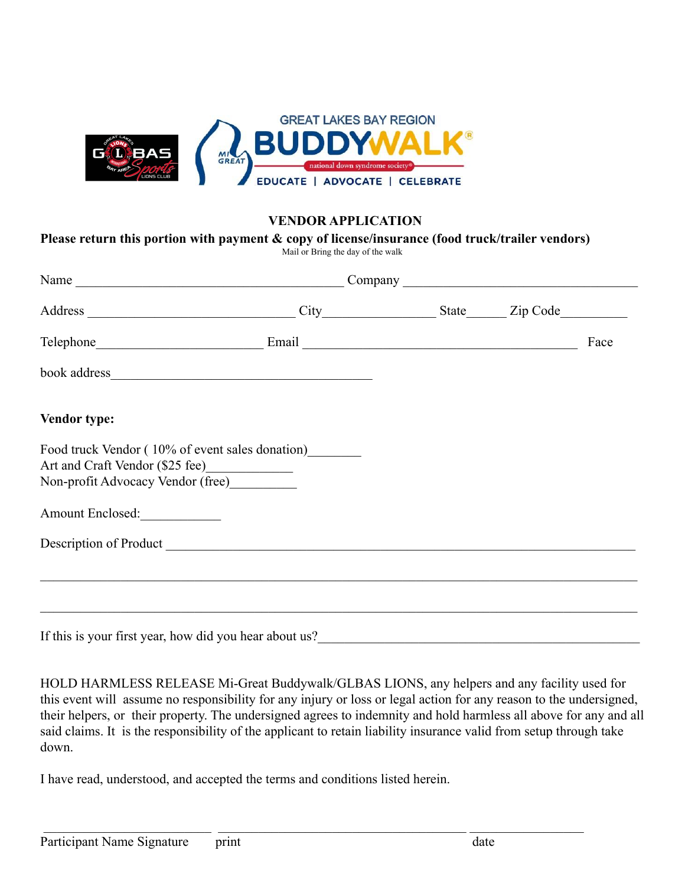GREAT LAKES BAY REGION BUDDYWALK

national down syndrome society

EDUCATE | ADVOCATE | CELEBRATE

## VENDOR APPLICATION

**Please return this portion with payment & copy of license/insurance (food truck/trailer vendors)**

Mail or Bring the day of the walk

Name ________________________________________ Company ___________________________________

Address _______________________________ City_________________ State______ Zip Code__________

Telephone________________________ Email _________________________________________ Face

book address_______________________________________

**Vendor type:**

Food truck Vendor ( 10% of event sales donation)________
Art and Craft Vendor ($25 fee)____________
Non-profit Advocacy Vendor (free)__________

Amount Enclosed:____________

Description of Product ______________________________________________________________________

_____________________________________________________________________________________________

_____________________________________________________________________________________________

If this is your first year, how did you hear about us?_________________________________________________

HOLD HARMLESS RELEASE Mi-Great Buddywalk/GLBAS LIONS, any helpers and any facility used for this event will assume no responsibility for any injury or loss or legal action for any reason to the undersigned, their helpers, or their property. The undersigned agrees to indemnity and hold harmless all above for any and all said claims. It is the responsibility of the applicant to retain liability insurance valid from setup through take down.

I have read, understood, and accepted the terms and conditions listed herein.

_________________________ _____________________________________ _________________
Participant Name Signature print date